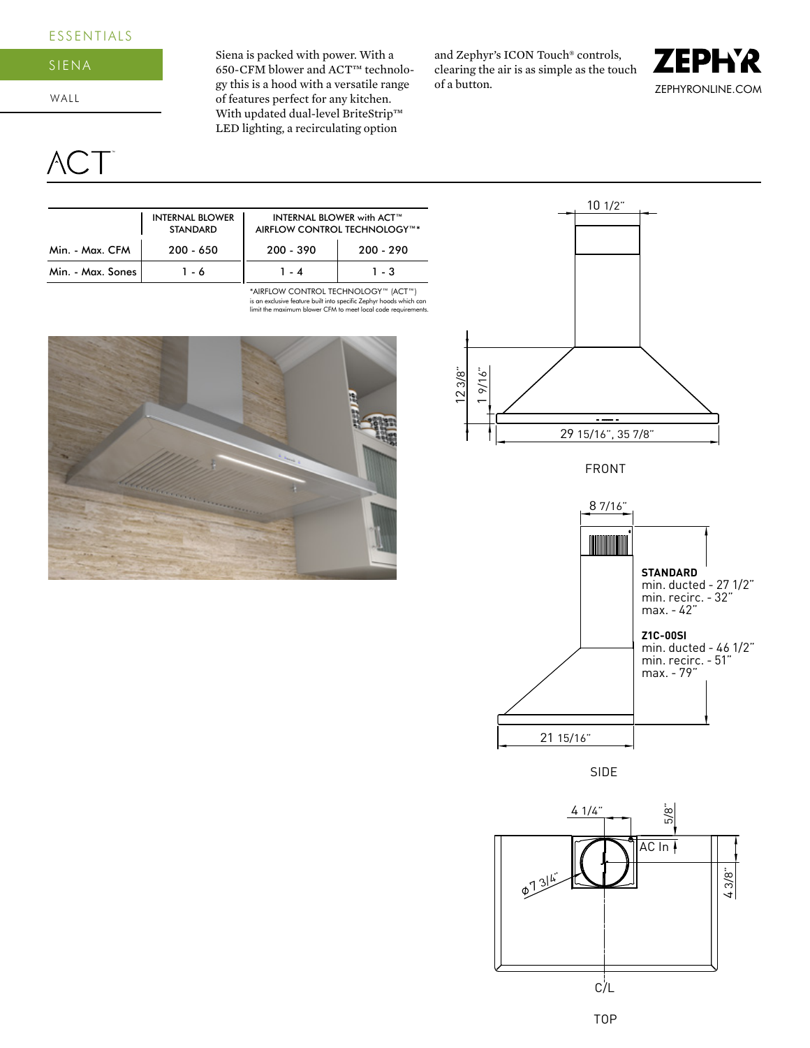ESSENTIALS

# SIENA

WALL

Siena is packed with power. With a 650-CFM blower and ACT™ technology this is a hood with a versatile range of features perfect for any kitchen. With updated dual-level BriteStrip™ LED lighting, a recirculating option and Zephyr's ICON Touch® controls, clearing the air is as simple as the touch of a button.

ZEPHYR
ZEPHYRONLINE.COM

## ACT™

| | INTERNAL BLOWER STANDARD | INTERNAL BLOWER with ACT™ AIRFLOW CONTROL TECHNOLOGY™* | |
|---|---|---|---|
| Min. - Max. CFM | 200 - 650 | 200 - 390 | 200 - 290 |
| Min. - Max. Sones | 1 - 6 | 1 - 4 | 1 - 3 |

*AIRFLOW CONTROL TECHNOLOGY™ (ACT™) is an exclusive feature built into specific Zephyr hoods which can limit the maximum blower CFM to meet local code requirements.

FRONT

10 1/2"
12 3/8"
1 9/16"
29 15/16", 35 7/8"

SIDE

8 7/16"

**STANDARD**
min. ducted - 27 1/2"
min. recirc. - 32"
max. - 42"

**Z1C-00SI**
min. ducted - 46 1/2"
min. recirc. - 51"
max. - 79"

21 15/16"

TOP

4 1/4"
5/8"
AC In
ø7 3/4"
4 3/8"
C/L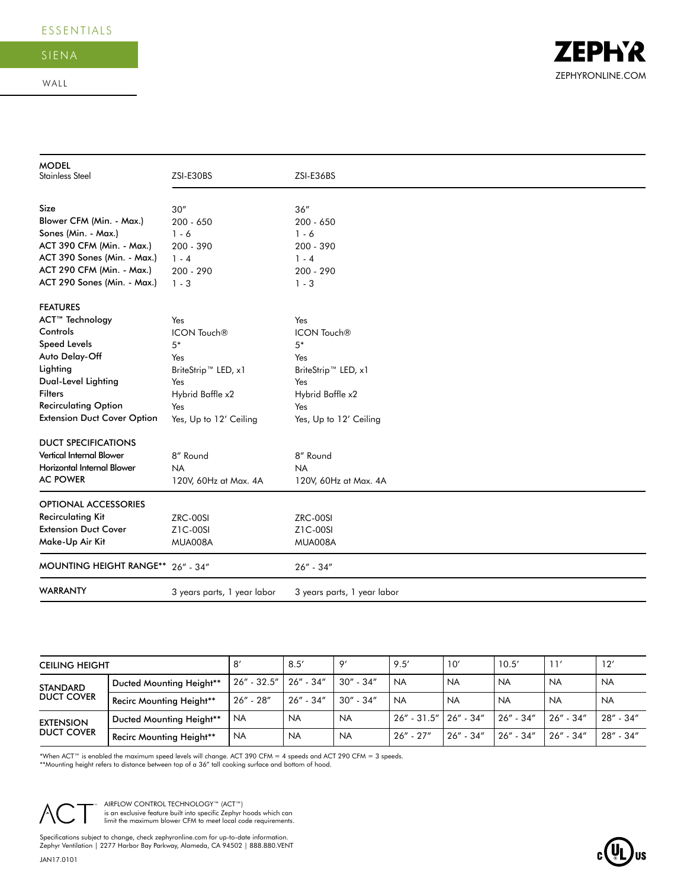ESSENTIALS

SIENA

WALL

ZEPHYR
ZEPHYRONLINE.COM

| MODEL | | |
|---|---|---|
| Stainless Steel | ZSI-E30BS | ZSI-E36BS |
| Size | 30″ | 36″ |
| Blower CFM (Min. - Max.) | 200 - 650 | 200 - 650 |
| Sones (Min. - Max.) | 1 - 6 | 1 - 6 |
| ACT 390 CFM (Min. - Max.) | 200 - 390 | 200 - 390 |
| ACT 390 Sones (Min. - Max.) | 1 - 4 | 1 - 4 |
| ACT 290 CFM (Min. - Max.) | 200 - 290 | 200 - 290 |
| ACT 290 Sones (Min. - Max.) | 1 - 3 | 1 - 3 |
| **FEATURES** | | |
| ACT™ Technology | Yes | Yes |
| Controls | ICON Touch® | ICON Touch® |
| Speed Levels | 5* | 5* |
| Auto Delay-Off | Yes | Yes |
| Lighting | BriteStrip™ LED, x1 | BriteStrip™ LED, x1 |
| Dual-Level Lighting | Yes | Yes |
| Filters | Hybrid Baffle x2 | Hybrid Baffle x2 |
| Recirculating Option | Yes | Yes |
| Extension Duct Cover Option | Yes, Up to 12′ Ceiling | Yes, Up to 12′ Ceiling |
| **DUCT SPECIFICATIONS** | | |
| Vertical Internal Blower | 8″ Round | 8″ Round |
| Horizontal Internal Blower | NA | NA |
| AC POWER | 120V, 60Hz at Max. 4A | 120V, 60Hz at Max. 4A |
| **OPTIONAL ACCESSORIES** | | |
| Recirculating Kit | ZRC-00SI | ZRC-00SI |
| Extension Duct Cover | Z1C-00SI | Z1C-00SI |
| Make-Up Air Kit | MUA008A | MUA008A |
| **MOUNTING HEIGHT RANGE**** | 26″ - 34″ | 26″ - 34″ |
| **WARRANTY** | 3 years parts, 1 year labor | 3 years parts, 1 year labor |

| CEILING HEIGHT | | 8′ | 8.5′ | 9′ | 9.5′ | 10′ | 10.5′ | 11′ | 12′ |
|---|---|---|---|---|---|---|---|---|---|
| STANDARD DUCT COVER | Ducted Mounting Height** | 26″ - 32.5″ | 26″ - 34″ | 30″ - 34″ | NA | NA | NA | NA | NA |
| | Recirc Mounting Height** | 26″ - 28″ | 26″ - 34″ | 30″ - 34″ | NA | NA | NA | NA | NA |
| EXTENSION DUCT COVER | Ducted Mounting Height** | NA | NA | NA | 26″ - 31.5″ | 26″ - 34″ | 26″ - 34″ | 26″ - 34″ | 28″ - 34″ |
| | Recirc Mounting Height** | NA | NA | NA | 26″ - 27″ | 26″ - 34″ | 26″ - 34″ | 26″ - 34″ | 28″ - 34″ |

*When ACT™ is enabled the maximum speed levels will change. ACT 390 CFM = 4 speeds and ACT 290 CFM = 3 speeds.
**Mounting height refers to distance between top of a 36″ tall cooking surface and bottom of hood.

ACT™ AIRFLOW CONTROL TECHNOLOGY™ (ACT™) is an exclusive feature built into specific Zephyr hoods which can limit the maximum blower CFM to meet local code requirements.

Specifications subject to change, check zephyronline.com for up-to-date information.
Zephyr Ventilation | 2277 Harbor Bay Parkway, Alameda, CA 94502 | 888.880.VENT

JAN17.0101